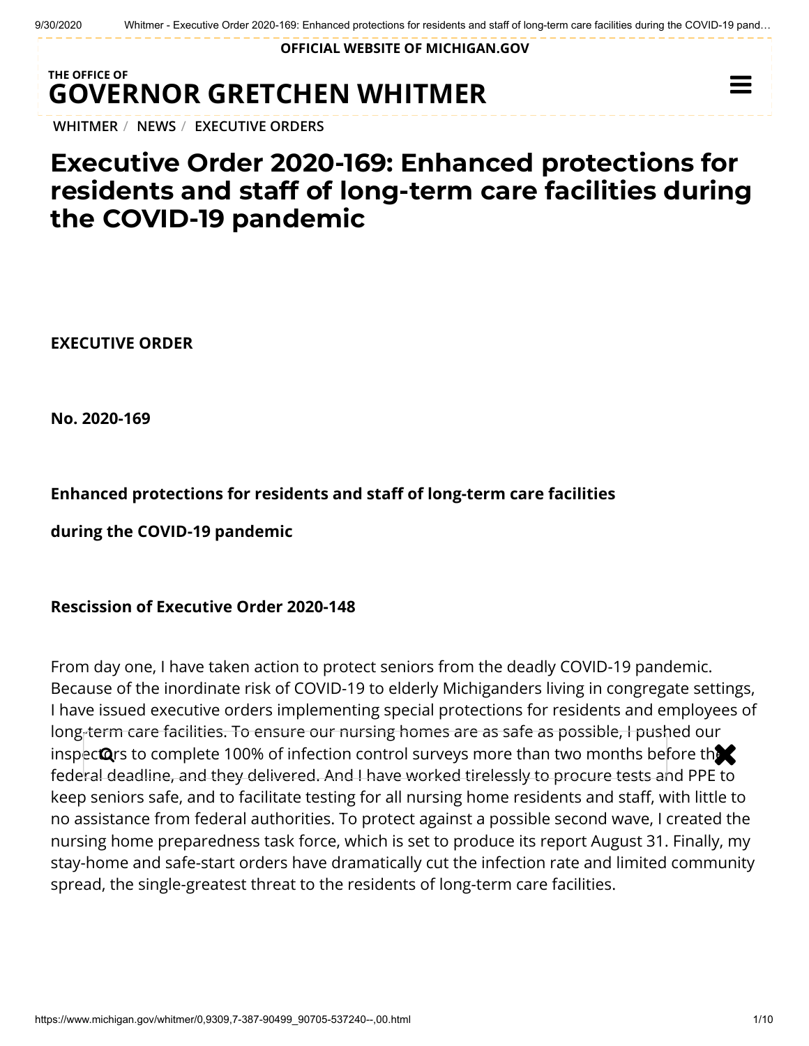OFFICIAL WEBSITE OF MICHIGAN.GOV

THE OFFICE OF
**GOVERNOR GRETCHEN WHITMER**

WHITMER / NEWS / EXECUTIVE ORDERS

# Executive Order 2020-169: Enhanced protections for residents and staff of long-term care facilities during the COVID-19 pandemic

**EXECUTIVE ORDER**

**No. 2020-169**

**Enhanced protections for residents and staff of long-term care facilities**

**during the COVID-19 pandemic**

**Rescission of Executive Order 2020-148**

From day one, I have taken action to protect seniors from the deadly COVID-19 pandemic. Because of the inordinate risk of COVID-19 to elderly Michiganders living in congregate settings, I have issued executive orders implementing special protections for residents and employees of long-term care facilities. To ensure our nursing homes are as safe as possible, I pushed our inspectors to complete 100% of infection control surveys more than two months before the federal deadline, and they delivered. And I have worked tirelessly to procure tests and PPE to keep seniors safe, and to facilitate testing for all nursing home residents and staff, with little to no assistance from federal authorities. To protect against a possible second wave, I created the nursing home preparedness task force, which is set to produce its report August 31. Finally, my stay-home and safe-start orders have dramatically cut the infection rate and limited community spread, the single-greatest threat to the residents of long-term care facilities.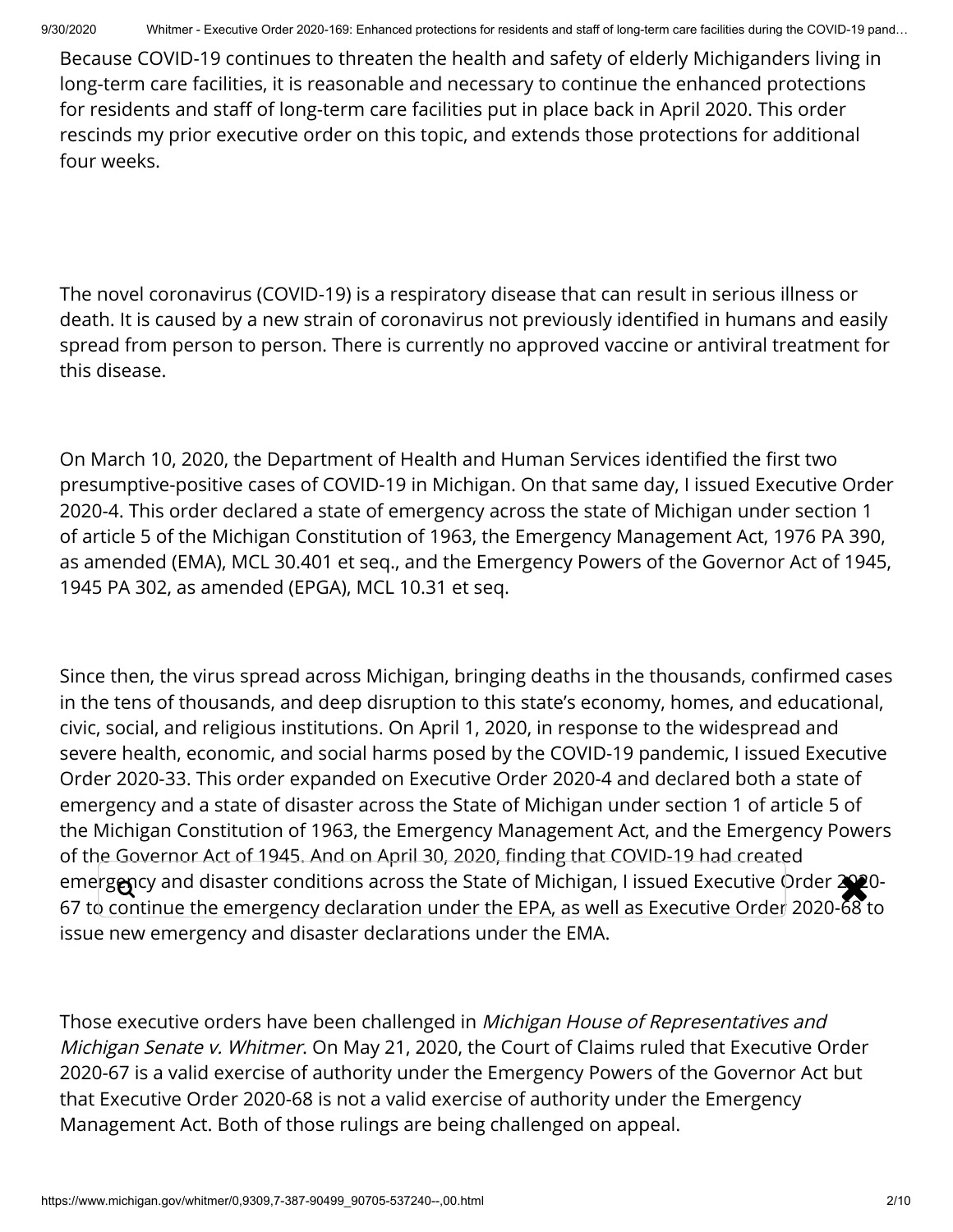Because COVID-19 continues to threaten the health and safety of elderly Michiganders living in long-term care facilities, it is reasonable and necessary to continue the enhanced protections for residents and staff of long-term care facilities put in place back in April 2020. This order rescinds my prior executive order on this topic, and extends those protections for additional four weeks.

The novel coronavirus (COVID-19) is a respiratory disease that can result in serious illness or death. It is caused by a new strain of coronavirus not previously identified in humans and easily spread from person to person. There is currently no approved vaccine or antiviral treatment for this disease.

On March 10, 2020, the Department of Health and Human Services identified the first two presumptive-positive cases of COVID-19 in Michigan. On that same day, I issued Executive Order 2020-4. This order declared a state of emergency across the state of Michigan under section 1 of article 5 of the Michigan Constitution of 1963, the Emergency Management Act, 1976 PA 390, as amended (EMA), MCL 30.401 et seq., and the Emergency Powers of the Governor Act of 1945, 1945 PA 302, as amended (EPGA), MCL 10.31 et seq.

Since then, the virus spread across Michigan, bringing deaths in the thousands, confirmed cases in the tens of thousands, and deep disruption to this state's economy, homes, and educational, civic, social, and religious institutions. On April 1, 2020, in response to the widespread and severe health, economic, and social harms posed by the COVID-19 pandemic, I issued Executive Order 2020-33. This order expanded on Executive Order 2020-4 and declared both a state of emergency and a state of disaster across the State of Michigan under section 1 of article 5 of the Michigan Constitution of 1963, the Emergency Management Act, and the Emergency Powers of the Governor Act of 1945. And on April 30, 2020, finding that COVID-19 had created emergency and disaster conditions across the State of Michigan, I issued Executive Order 2020-67 to continue the emergency declaration under the EPA, as well as Executive Order 2020-68 to issue new emergency and disaster declarations under the EMA.

Those executive orders have been challenged in *Michigan House of Representatives and Michigan Senate v. Whitmer*. On May 21, 2020, the Court of Claims ruled that Executive Order 2020-67 is a valid exercise of authority under the Emergency Powers of the Governor Act but that Executive Order 2020-68 is not a valid exercise of authority under the Emergency Management Act. Both of those rulings are being challenged on appeal.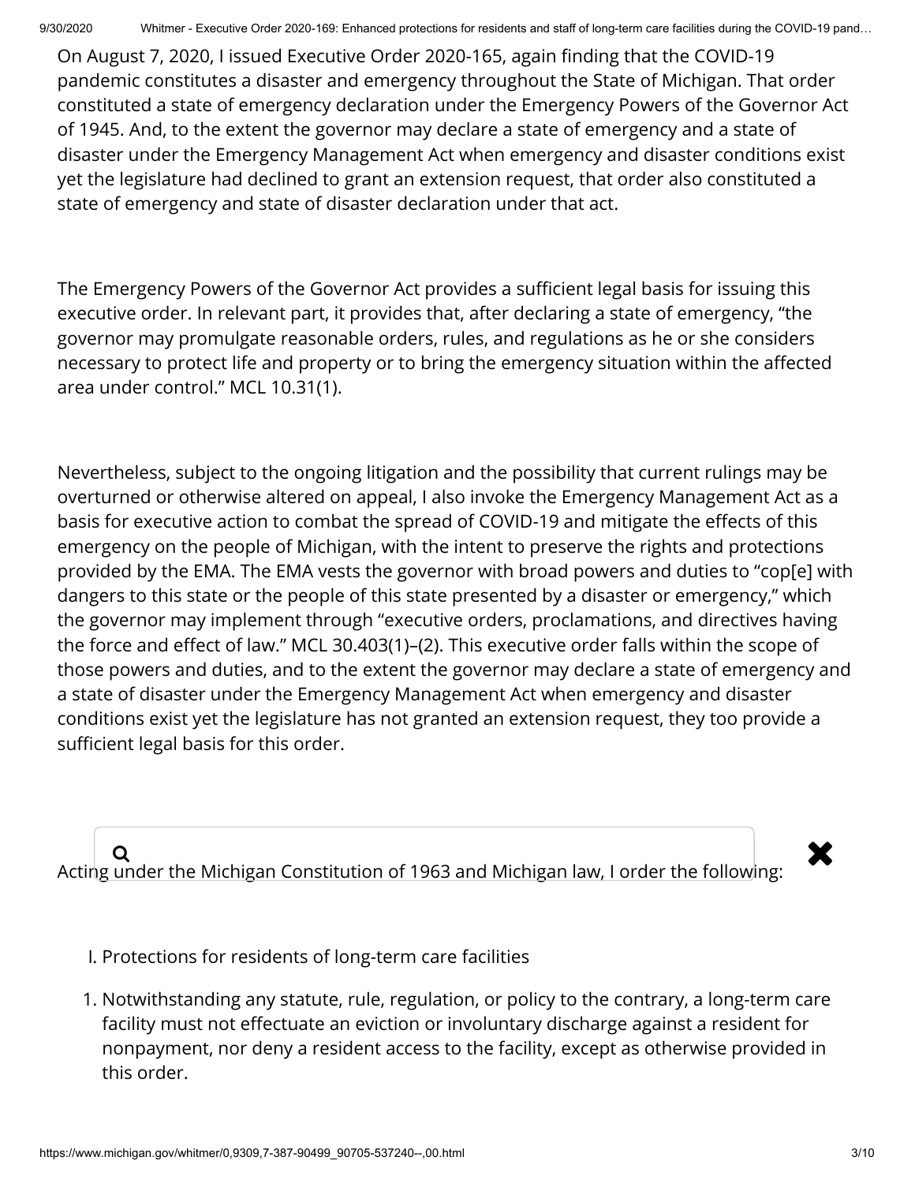On August 7, 2020, I issued Executive Order 2020-165, again finding that the COVID-19 pandemic constitutes a disaster and emergency throughout the State of Michigan. That order constituted a state of emergency declaration under the Emergency Powers of the Governor Act of 1945. And, to the extent the governor may declare a state of emergency and a state of disaster under the Emergency Management Act when emergency and disaster conditions exist yet the legislature had declined to grant an extension request, that order also constituted a state of emergency and state of disaster declaration under that act.

The Emergency Powers of the Governor Act provides a sufficient legal basis for issuing this executive order. In relevant part, it provides that, after declaring a state of emergency, "the governor may promulgate reasonable orders, rules, and regulations as he or she considers necessary to protect life and property or to bring the emergency situation within the affected area under control." MCL 10.31(1).

Nevertheless, subject to the ongoing litigation and the possibility that current rulings may be overturned or otherwise altered on appeal, I also invoke the Emergency Management Act as a basis for executive action to combat the spread of COVID-19 and mitigate the effects of this emergency on the people of Michigan, with the intent to preserve the rights and protections provided by the EMA. The EMA vests the governor with broad powers and duties to "cop[e] with dangers to this state or the people of this state presented by a disaster or emergency," which the governor may implement through "executive orders, proclamations, and directives having the force and effect of law." MCL 30.403(1)–(2). This executive order falls within the scope of those powers and duties, and to the extent the governor may declare a state of emergency and a state of disaster under the Emergency Management Act when emergency and disaster conditions exist yet the legislature has not granted an extension request, they too provide a sufficient legal basis for this order.

Acting under the Michigan Constitution of 1963 and Michigan law, I order the following:

I. Protections for residents of long-term care facilities

1. Notwithstanding any statute, rule, regulation, or policy to the contrary, a long-term care facility must not effectuate an eviction or involuntary discharge against a resident for nonpayment, nor deny a resident access to the facility, except as otherwise provided in this order.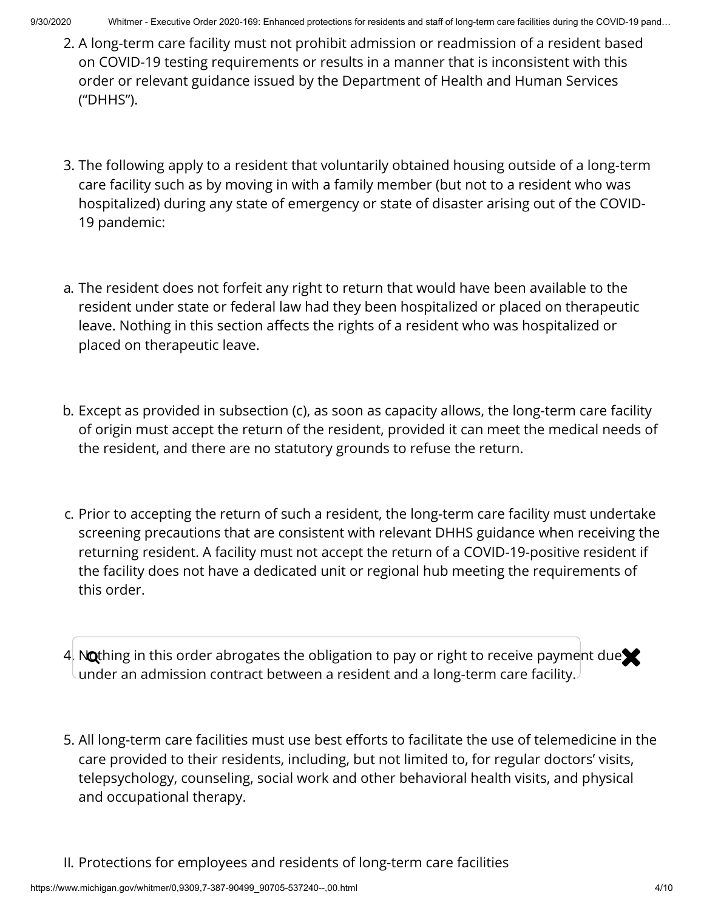2. A long-term care facility must not prohibit admission or readmission of a resident based on COVID-19 testing requirements or results in a manner that is inconsistent with this order or relevant guidance issued by the Department of Health and Human Services ("DHHS").

3. The following apply to a resident that voluntarily obtained housing outside of a long-term care facility such as by moving in with a family member (but not to a resident who was hospitalized) during any state of emergency or state of disaster arising out of the COVID-19 pandemic:

   a. The resident does not forfeit any right to return that would have been available to the resident under state or federal law had they been hospitalized or placed on therapeutic leave. Nothing in this section affects the rights of a resident who was hospitalized or placed on therapeutic leave.

   b. Except as provided in subsection (c), as soon as capacity allows, the long-term care facility of origin must accept the return of the resident, provided it can meet the medical needs of the resident, and there are no statutory grounds to refuse the return.

   c. Prior to accepting the return of such a resident, the long-term care facility must undertake screening precautions that are consistent with relevant DHHS guidance when receiving the returning resident. A facility must not accept the return of a COVID-19-positive resident if the facility does not have a dedicated unit or regional hub meeting the requirements of this order.

4. Nothing in this order abrogates the obligation to pay or right to receive payment due under an admission contract between a resident and a long-term care facility.

5. All long-term care facilities must use best efforts to facilitate the use of telemedicine in the care provided to their residents, including, but not limited to, for regular doctors' visits, telepsychology, counseling, social work and other behavioral health visits, and physical and occupational therapy.

II. Protections for employees and residents of long-term care facilities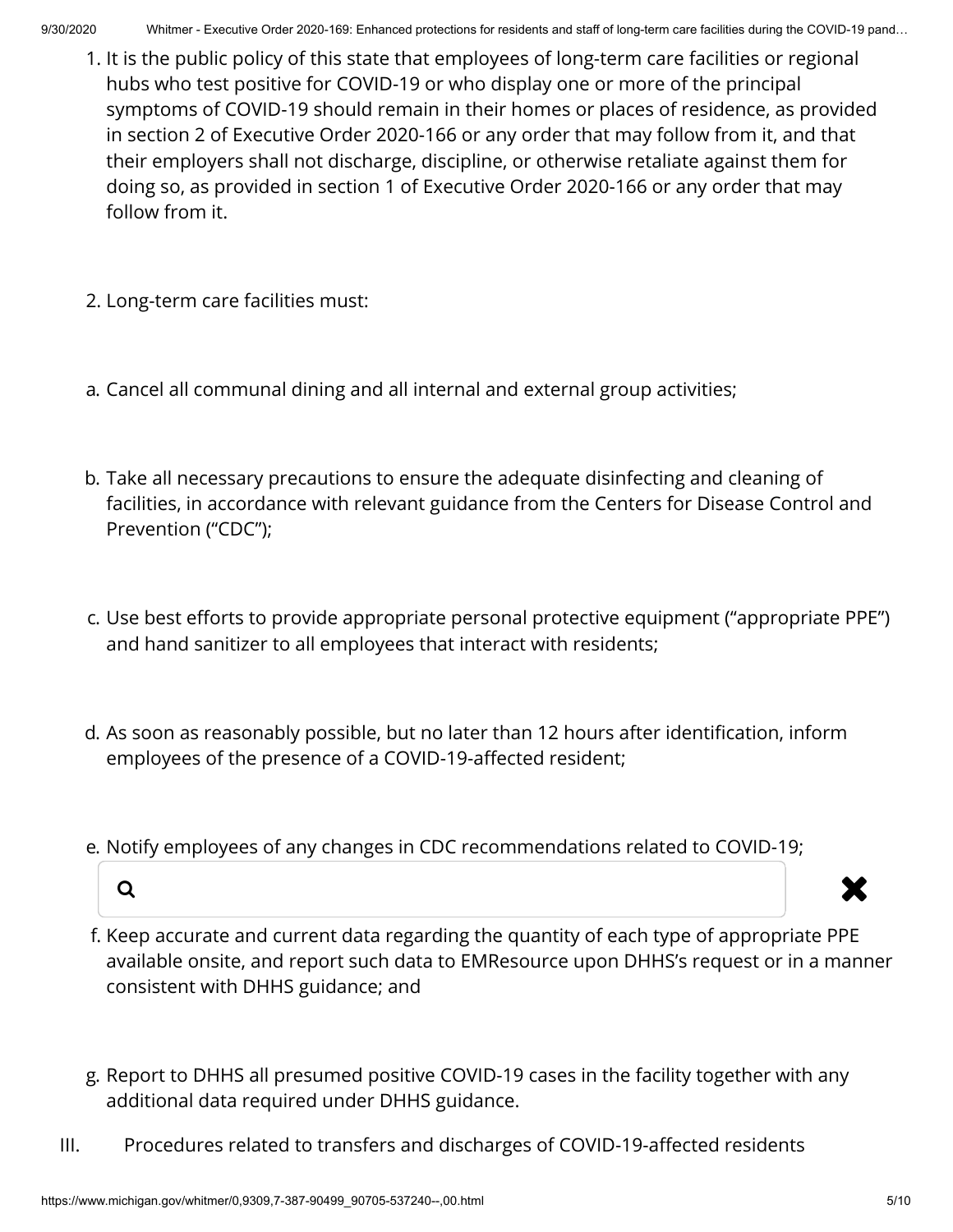1. It is the public policy of this state that employees of long-term care facilities or regional hubs who test positive for COVID-19 or who display one or more of the principal symptoms of COVID-19 should remain in their homes or places of residence, as provided in section 2 of Executive Order 2020-166 or any order that may follow from it, and that their employers shall not discharge, discipline, or otherwise retaliate against them for doing so, as provided in section 1 of Executive Order 2020-166 or any order that may follow from it.

2. Long-term care facilities must:

   a. Cancel all communal dining and all internal and external group activities;

   b. Take all necessary precautions to ensure the adequate disinfecting and cleaning of facilities, in accordance with relevant guidance from the Centers for Disease Control and Prevention ("CDC");

   c. Use best efforts to provide appropriate personal protective equipment ("appropriate PPE") and hand sanitizer to all employees that interact with residents;

   d. As soon as reasonably possible, but no later than 12 hours after identification, inform employees of the presence of a COVID-19-affected resident;

   e. Notify employees of any changes in CDC recommendations related to COVID-19;

   f. Keep accurate and current data regarding the quantity of each type of appropriate PPE available onsite, and report such data to EMResource upon DHHS's request or in a manner consistent with DHHS guidance; and

   g. Report to DHHS all presumed positive COVID-19 cases in the facility together with any additional data required under DHHS guidance.

## III. Procedures related to transfers and discharges of COVID-19-affected residents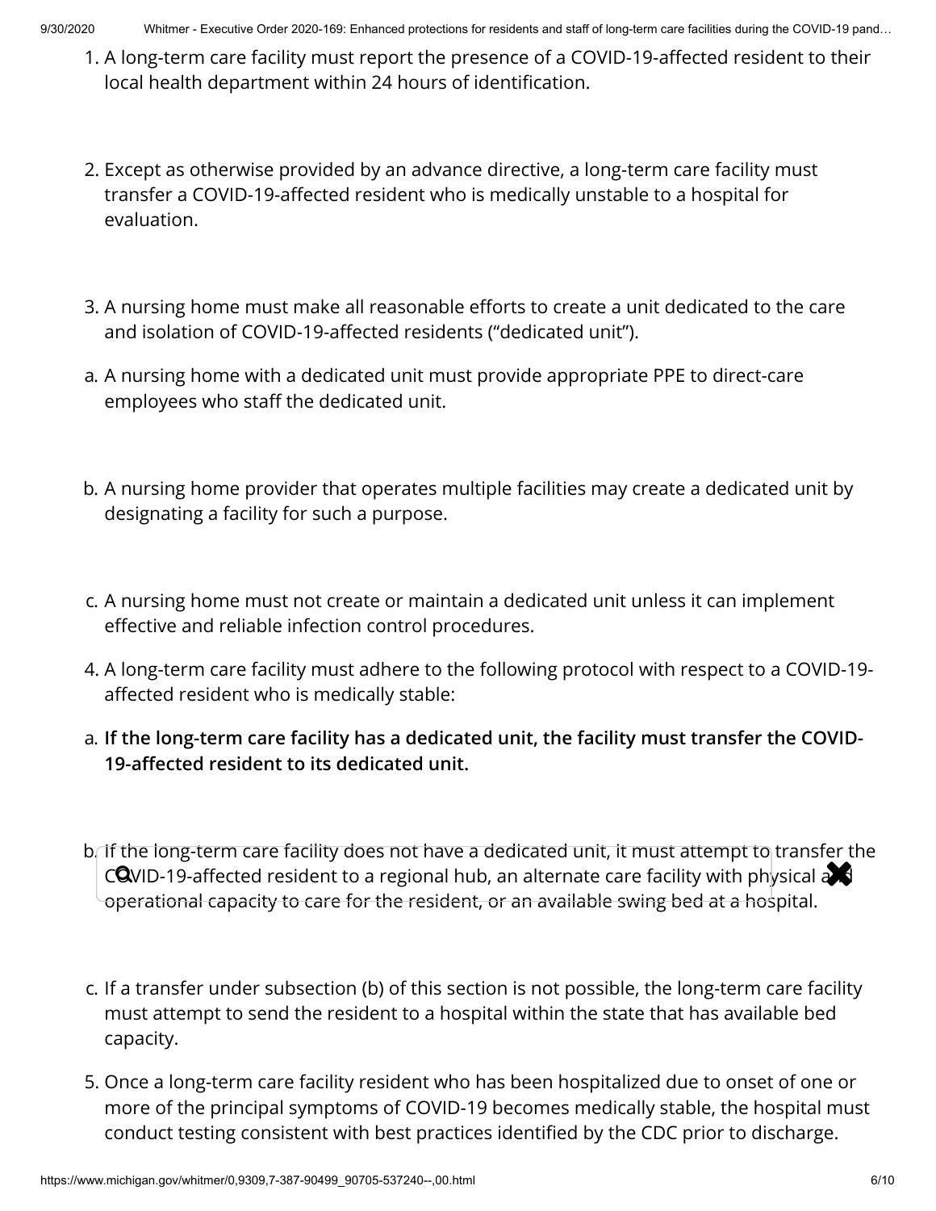1. A long-term care facility must report the presence of a COVID-19-affected resident to their local health department within 24 hours of identification.

2. Except as otherwise provided by an advance directive, a long-term care facility must transfer a COVID-19-affected resident who is medically unstable to a hospital for evaluation.

3. A nursing home must make all reasonable efforts to create a unit dedicated to the care and isolation of COVID-19-affected residents ("dedicated unit").

a. A nursing home with a dedicated unit must provide appropriate PPE to direct-care employees who staff the dedicated unit.

b. A nursing home provider that operates multiple facilities may create a dedicated unit by designating a facility for such a purpose.

c. A nursing home must not create or maintain a dedicated unit unless it can implement effective and reliable infection control procedures.

4. A long-term care facility must adhere to the following protocol with respect to a COVID-19-affected resident who is medically stable:

a. **If the long-term care facility has a dedicated unit, the facility must transfer the COVID-19-affected resident to its dedicated unit.**

b. If the long-term care facility does not have a dedicated unit, it must attempt to transfer the COVID-19-affected resident to a regional hub, an alternate care facility with physical and operational capacity to care for the resident, or an available swing bed at a hospital.

c. If a transfer under subsection (b) of this section is not possible, the long-term care facility must attempt to send the resident to a hospital within the state that has available bed capacity.

5. Once a long-term care facility resident who has been hospitalized due to onset of one or more of the principal symptoms of COVID-19 becomes medically stable, the hospital must conduct testing consistent with best practices identified by the CDC prior to discharge.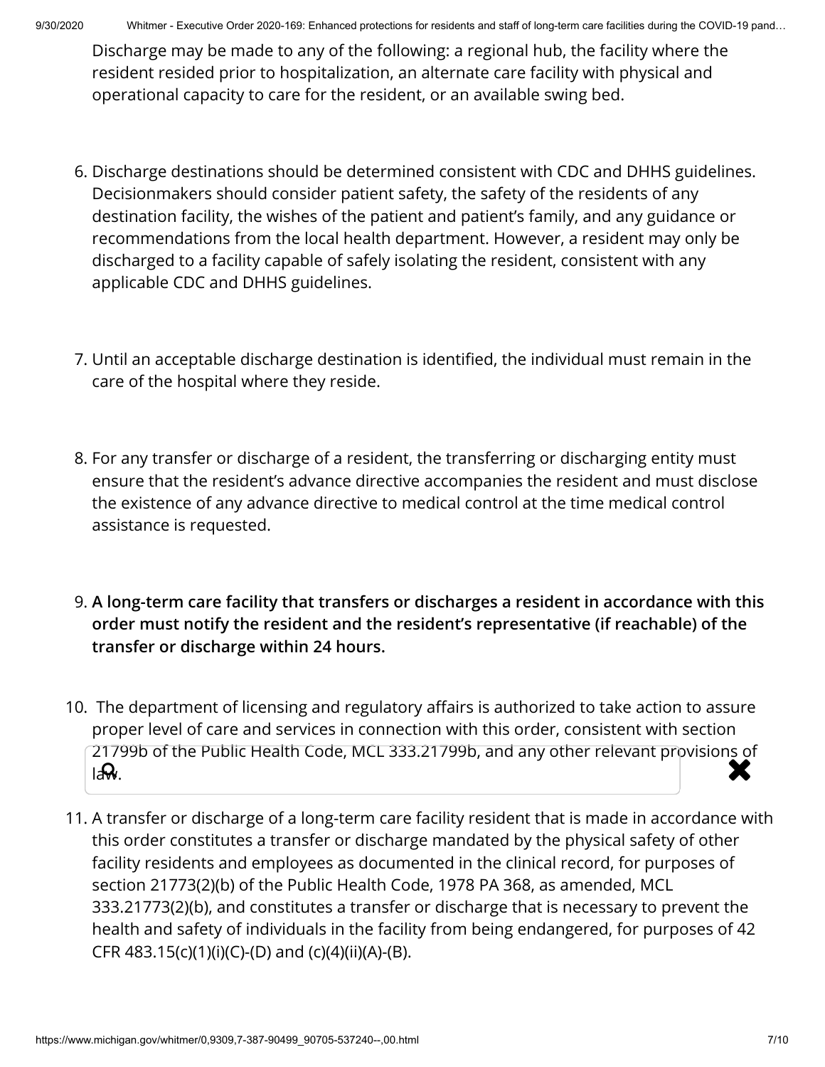Discharge may be made to any of the following: a regional hub, the facility where the resident resided prior to hospitalization, an alternate care facility with physical and operational capacity to care for the resident, or an available swing bed.

6. Discharge destinations should be determined consistent with CDC and DHHS guidelines. Decisionmakers should consider patient safety, the safety of the residents of any destination facility, the wishes of the patient and patient's family, and any guidance or recommendations from the local health department. However, a resident may only be discharged to a facility capable of safely isolating the resident, consistent with any applicable CDC and DHHS guidelines.

7. Until an acceptable discharge destination is identified, the individual must remain in the care of the hospital where they reside.

8. For any transfer or discharge of a resident, the transferring or discharging entity must ensure that the resident's advance directive accompanies the resident and must disclose the existence of any advance directive to medical control at the time medical control assistance is requested.

9. **A long-term care facility that transfers or discharges a resident in accordance with this order must notify the resident and the resident's representative (if reachable) of the transfer or discharge within 24 hours.**

10. The department of licensing and regulatory affairs is authorized to take action to assure proper level of care and services in connection with this order, consistent with section 21799b of the Public Health Code, MCL 333.21799b, and any other relevant provisions of law.

11. A transfer or discharge of a long-term care facility resident that is made in accordance with this order constitutes a transfer or discharge mandated by the physical safety of other facility residents and employees as documented in the clinical record, for purposes of section 21773(2)(b) of the Public Health Code, 1978 PA 368, as amended, MCL 333.21773(2)(b), and constitutes a transfer or discharge that is necessary to prevent the health and safety of individuals in the facility from being endangered, for purposes of 42 CFR 483.15(c)(1)(i)(C)-(D) and (c)(4)(ii)(A)-(B).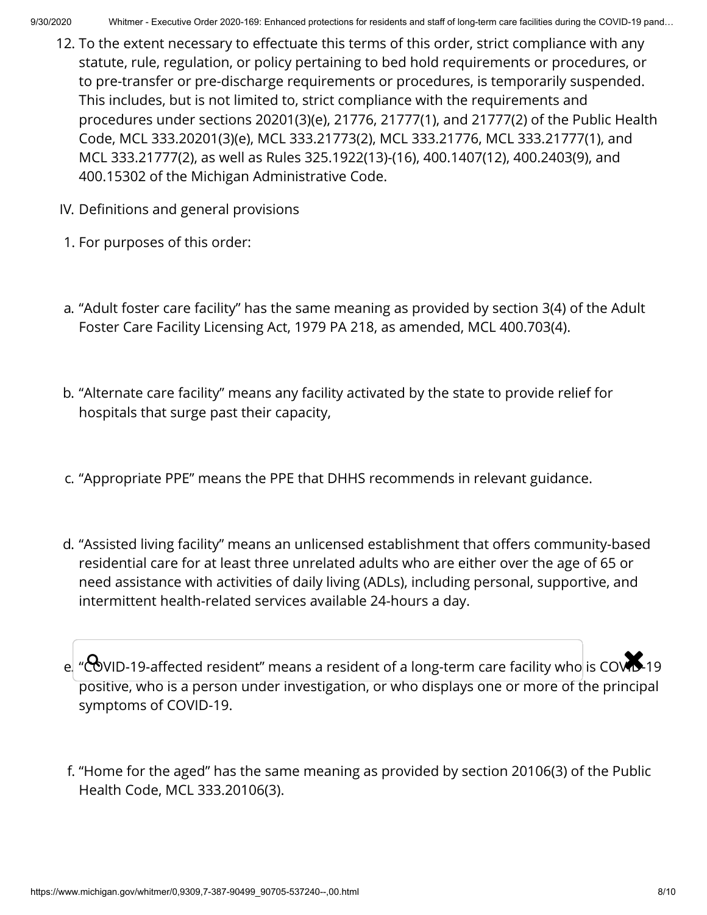12. To the extent necessary to effectuate this terms of this order, strict compliance with any statute, rule, regulation, or policy pertaining to bed hold requirements or procedures, or to pre-transfer or pre-discharge requirements or procedures, is temporarily suspended. This includes, but is not limited to, strict compliance with the requirements and procedures under sections 20201(3)(e), 21776, 21777(1), and 21777(2) of the Public Health Code, MCL 333.20201(3)(e), MCL 333.21773(2), MCL 333.21776, MCL 333.21777(1), and MCL 333.21777(2), as well as Rules 325.1922(13)-(16), 400.1407(12), 400.2403(9), and 400.15302 of the Michigan Administrative Code.

IV. Definitions and general provisions

1. For purposes of this order:

a. “Adult foster care facility” has the same meaning as provided by section 3(4) of the Adult Foster Care Facility Licensing Act, 1979 PA 218, as amended, MCL 400.703(4).

b. “Alternate care facility” means any facility activated by the state to provide relief for hospitals that surge past their capacity,

c. “Appropriate PPE” means the PPE that DHHS recommends in relevant guidance.

d. “Assisted living facility” means an unlicensed establishment that offers community-based residential care for at least three unrelated adults who are either over the age of 65 or need assistance with activities of daily living (ADLs), including personal, supportive, and intermittent health-related services available 24-hours a day.

e. “COVID-19-affected resident” means a resident of a long-term care facility who is COVID-19 positive, who is a person under investigation, or who displays one or more of the principal symptoms of COVID-19.

f. “Home for the aged” has the same meaning as provided by section 20106(3) of the Public Health Code, MCL 333.20106(3).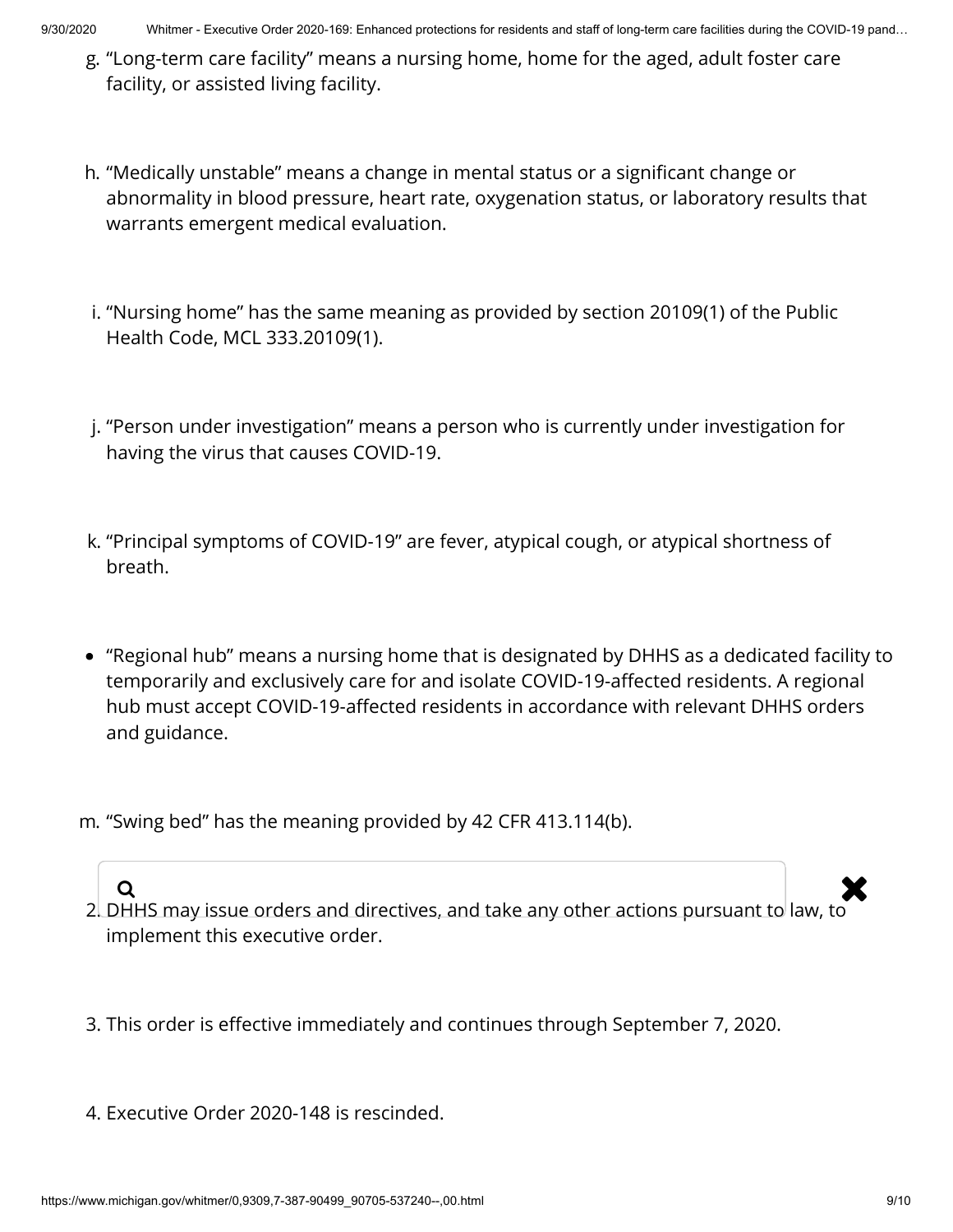g. "Long-term care facility" means a nursing home, home for the aged, adult foster care facility, or assisted living facility.

h. "Medically unstable" means a change in mental status or a significant change or abnormality in blood pressure, heart rate, oxygenation status, or laboratory results that warrants emergent medical evaluation.

i. "Nursing home" has the same meaning as provided by section 20109(1) of the Public Health Code, MCL 333.20109(1).

j. "Person under investigation" means a person who is currently under investigation for having the virus that causes COVID-19.

k. "Principal symptoms of COVID-19" are fever, atypical cough, or atypical shortness of breath.

- "Regional hub" means a nursing home that is designated by DHHS as a dedicated facility to temporarily and exclusively care for and isolate COVID-19-affected residents. A regional hub must accept COVID-19-affected residents in accordance with relevant DHHS orders and guidance.

m. "Swing bed" has the meaning provided by 42 CFR 413.114(b).

2. DHHS may issue orders and directives, and take any other actions pursuant to law, to implement this executive order.

3. This order is effective immediately and continues through September 7, 2020.

4. Executive Order 2020-148 is rescinded.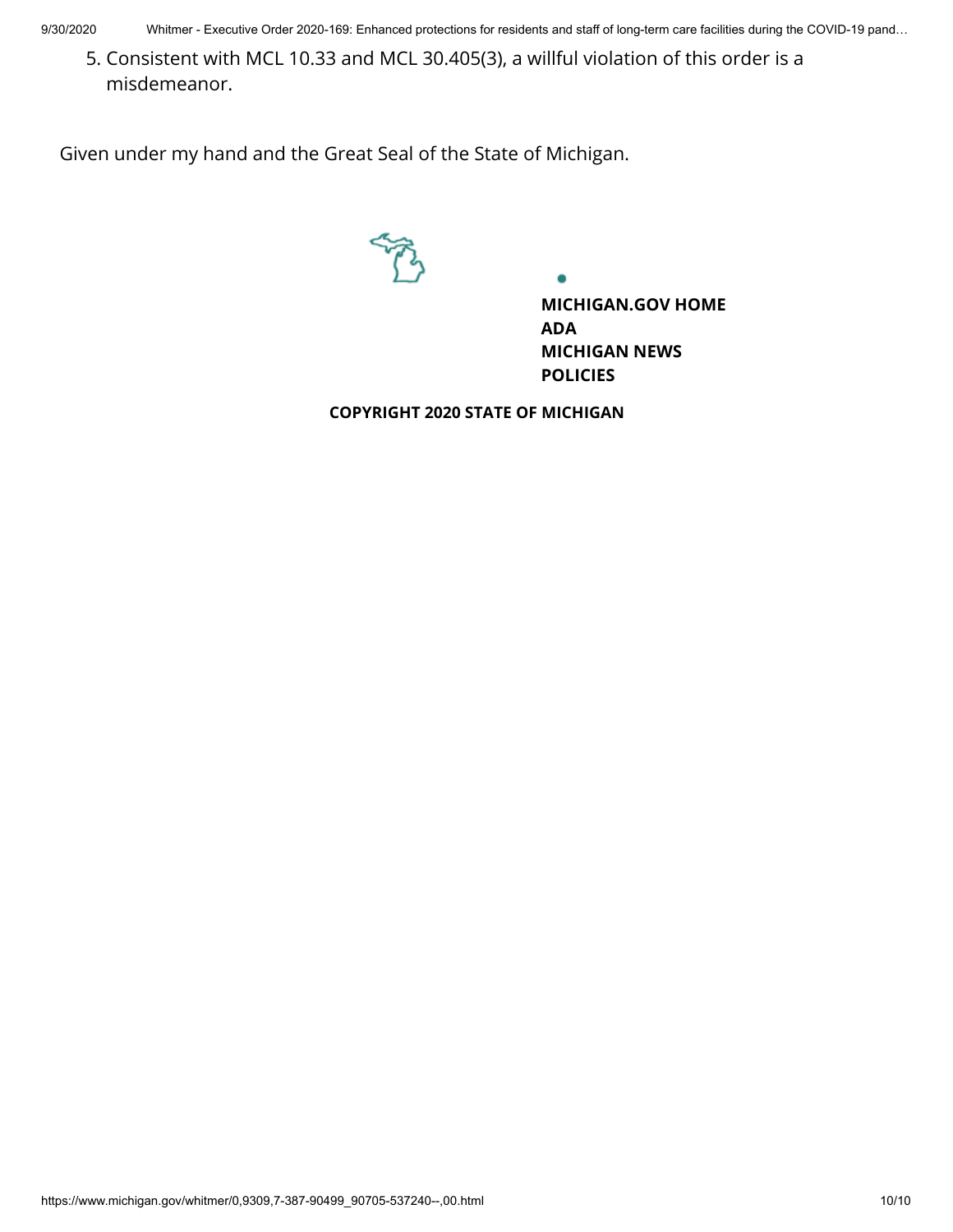5. Consistent with MCL 10.33 and MCL 30.405(3), a willful violation of this order is a misdemeanor.

Given under my hand and the Great Seal of the State of Michigan.

**MICHIGAN.GOV HOME**
**ADA**
**MICHIGAN NEWS**
**POLICIES**

**COPYRIGHT 2020 STATE OF MICHIGAN**